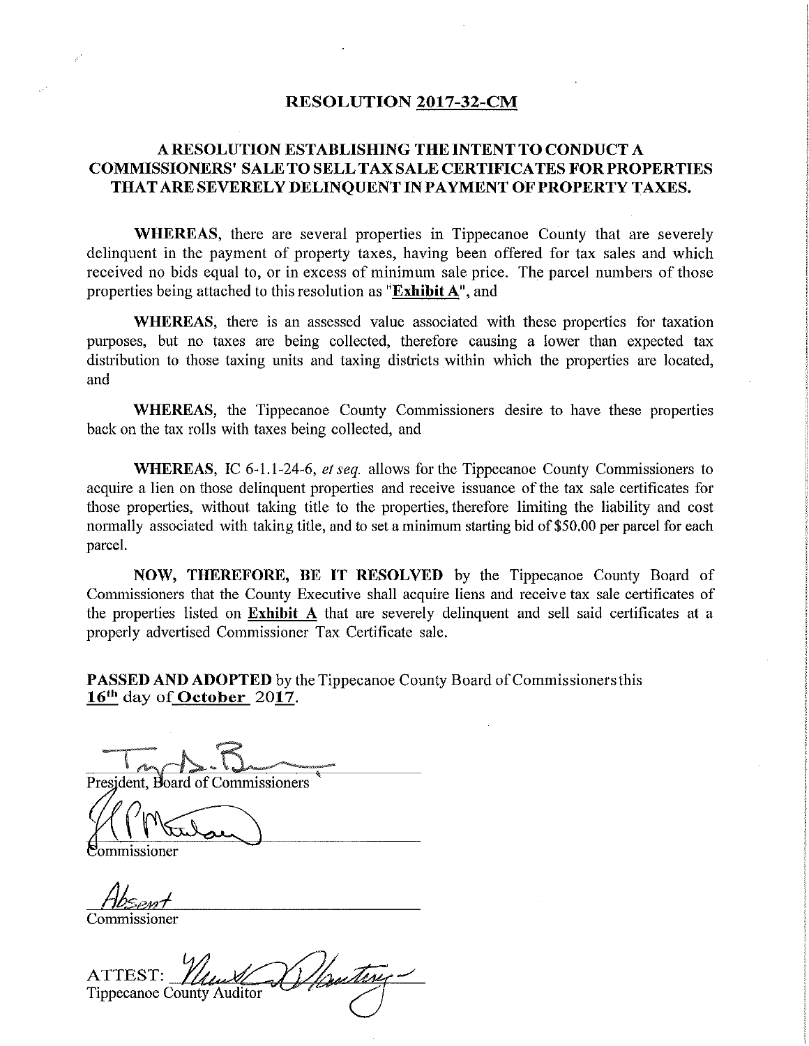# RESOLUTION 2017-32-CM

## A RESOLUTION ESTABLISHING THE INTENT TO CONDUCT A COMMISSIONERS' SALE TO SELL TAX SALE CERTIFICATES FOR PROPERTIES THAT ARE SEVERELY DELINQUENT IN PAYMENT OF PROPERTY TAXES.

**WHEREAS**, there are several properties in Tippecanoe County that are severely delinquent in the payment of property taxes, having been offered for tax sales and which received no bids equal to, or in excess of minimum sale price. The parcel numbers of those properties being attached to this resolution as "**Exhibit A**", and

**WHEREAS**, there is an assessed value associated with these properties for taxation purposes, but no taxes are being collected, therefore causing a lower than expected tax distribution to those taxing units and taxing districts within which the properties are located, and

**WHEREAS**, the Tippecanoe County Commissioners desire to have these properties back on the tax rolls with taxes being collected, and

**WHEREAS**, IC 6-1.1-24-6, *et seq.* allows for the Tippecanoe County Commissioners to acquire a lien on those delinquent properties and receive issuance of the tax sale certificates for those properties, without taking title to the properties, therefore limiting the liability and cost normally associated with taking title, and to set a minimum starting bid of $50.00 per parcel for each parcel.

**NOW, THEREFORE, BE IT RESOLVED** by the Tippecanoe County Board of Commissioners that the County Executive shall acquire liens and receive tax sale certificates of the properties listed on **Exhibit A** that are severely delinquent and sell said certificates at a properly advertised Commissioner Tax Certificate sale.

**PASSED AND ADOPTED** by the Tippecanoe County Board of Commissioners this **16th** day of **October** 20**17**.

President, Board of Commissioners

Commissioner

*Absent*
Commissioner

ATTEST:
Tippecanoe County Auditor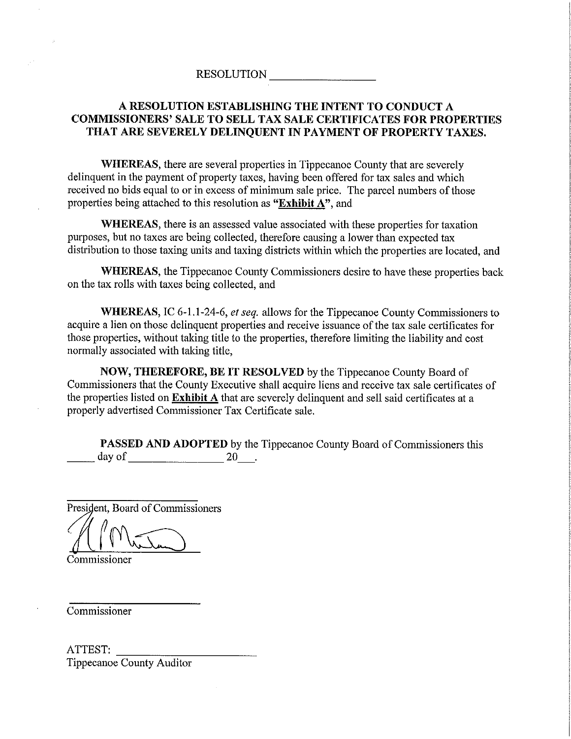RESOLUTION ___________________

**A RESOLUTION ESTABLISHING THE INTENT TO CONDUCT A COMMISSIONERS' SALE TO SELL TAX SALE CERTIFICATES FOR PROPERTIES THAT ARE SEVERELY DELINQUENT IN PAYMENT OF PROPERTY TAXES.**

**WHEREAS**, there are several properties in Tippecanoe County that are severely delinquent in the payment of property taxes, having been offered for tax sales and which received no bids equal to or in excess of minimum sale price. The parcel numbers of those properties being attached to this resolution as **"Exhibit A"**, and

**WHEREAS**, there is an assessed value associated with these properties for taxation purposes, but no taxes are being collected, therefore causing a lower than expected tax distribution to those taxing units and taxing districts within which the properties are located, and

**WHEREAS**, the Tippecanoe County Commissioners desire to have these properties back on the tax rolls with taxes being collected, and

**WHEREAS**, IC 6-1.1-24-6, *et seq.* allows for the Tippecanoe County Commissioners to acquire a lien on those delinquent properties and receive issuance of the tax sale certificates for those properties, without taking title to the properties, therefore limiting the liability and cost normally associated with taking title,

**NOW, THEREFORE, BE IT RESOLVED** by the Tippecanoe County Board of Commissioners that the County Executive shall acquire liens and receive tax sale certificates of the properties listed on **Exhibit A** that are severely delinquent and sell said certificates at a properly advertised Commissioner Tax Certificate sale.

**PASSED AND ADOPTED** by the Tippecanoe County Board of Commissioners this _____ day of _________________ 20___.

_______________________
President, Board of Commissioners

_______________________
Commissioner

_______________________
Commissioner

ATTEST: _______________________
Tippecanoe County Auditor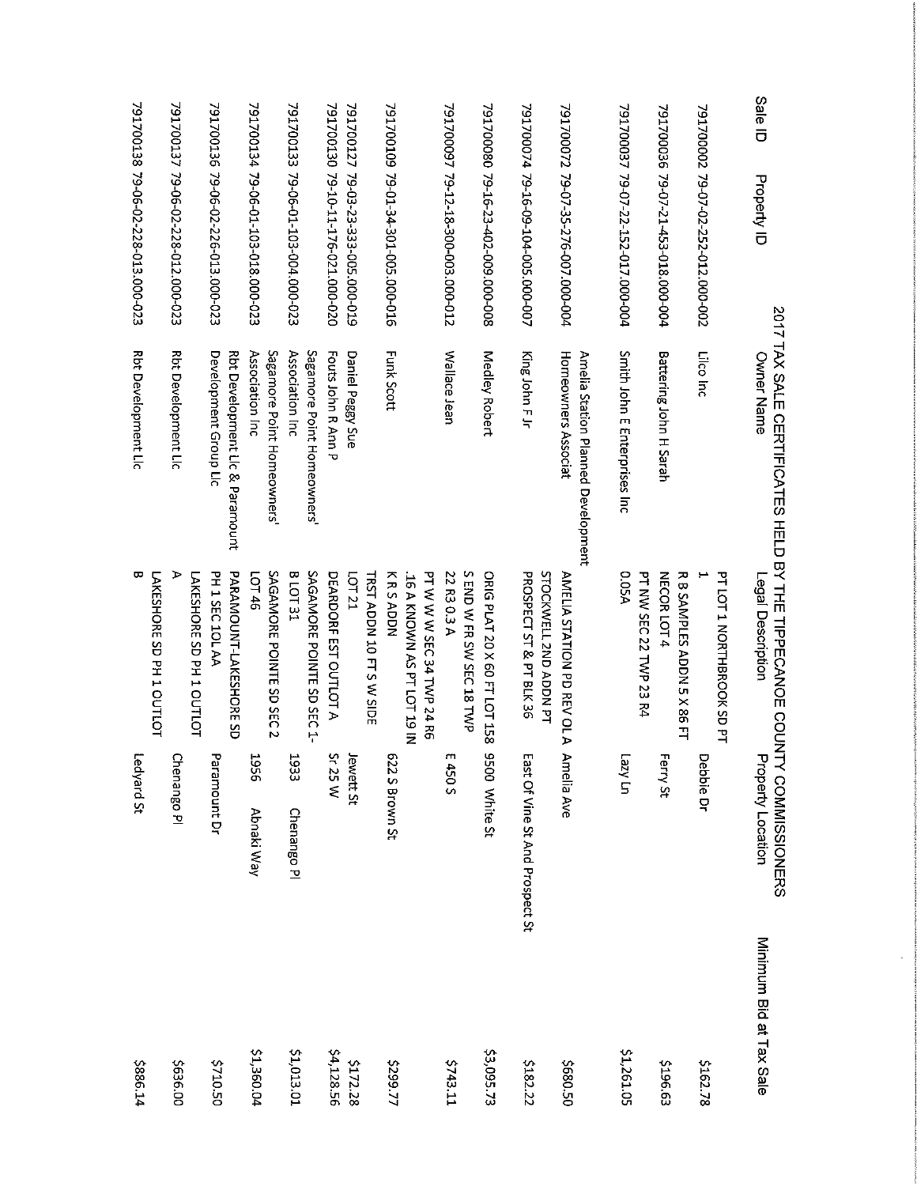# 2017 TAX SALE CERTIFICATES HELD BY THE TIPPECANOE COUNTY COMMISSIONERS

| Sale ID | Property ID | Owner Name | Legal Description | Property Location | Minimum Bid at Tax Sale |
|---|---|---|---|---|---|
| 791700002 | 79-07-02-252-012.000-002 | Lilco Inc | PT LOT 1 NORTHBROOK SD PT 1 | Debbie Dr | $162.78 |
| 791700036 | 79-07-21-453-018.000-004 | Battering John H Sarah | R B SAMPLES ADDN 5 X 86 FT NECOR LOT 4 | Ferry St | $196.63 |
| 791700037 | 79-07-22-152-017.000-004 | Smith John E Enterprises Inc | PT NW SEC 22 TWP 23 R4 0.05A | Lazy Ln | $1,261.05 |
| 791700072 | 79-07-35-276-007.000-004 | Amelia Station Planned Development Homeowners Associat | AMELIA STATION PD REV OL A | Amelia Ave | $680.50 |
| 791700074 | 79-16-09-104-005.000-007 | King John F Jr | STOCKWELL 2ND ADDN PT PROSPECT ST & PT BLK 36 | East Of Vine St And Prospect St | $182.22 |
| 791700080 | 79-16-23-402-009.000-008 | Medley Robert | ORIG PLAT 20 X 60 FT LOT 158 | 9500 White St | $3,095.73 |
| 791700097 | 79-12-18-300-003.000-012 | Wallace Jean | S END W FR SW SEC 18 TWP 22 R3 0.3 A | E 450 S | $743.11 |
| 791700109 | 79-01-34-301-005.000-016 | Funk Scott | PT W W SEC 34 TWP 24 R6 .16 A KNOWN AS PT LOT 19 IN K R S ADDN | 622 S Brown St | $299.77 |
| 791700127 | 79-03-23-333-005.000-019 | Daniel Peggy Sue | TRST ADDN 10 FT S W SIDE LOT 21 | Jewett St | $172.28 |
| 791700130 | 79-10-11-176-021.000-020 | Fouts John R Ann P | DEARDORF EST OUTLOT A | Sr 25 W | $4,128.56 |
| 791700133 | 79-06-01-103-004.000-023 | Sagamore Point Homeowners' Association Inc | SAGAMORE POINTE SD SEC 1-B LOT 31 | 1933 Chenango Pl | $1,013.01 |
| 791700134 | 79-06-01-103-018.000-023 | Sagamore Point Homeowners' Association Inc | SAGAMORE POINTE SD SEC 2 LOT 46 | 1956 Abnaki Way | $1,360.04 |
| 791700136 | 79-06-02-226-013.000-023 | Rbt Development Llc & Paramount Development Group Llc | PARAMOUNT-LAKESHORE SD PH 1 SEC 1OL AA | Paramount Dr | $710.50 |
| 791700137 | 79-06-02-228-012.000-023 | Rbt Development Llc | LAKESHORE SD PH 1 OUTLOT A | Chenango Pl | $636.00 |
| 791700138 | 79-06-02-228-013.000-023 | Rbt Development Llc | LAKESHORE SD PH 1 OUTLOT B | Ledyard St | $886.14 |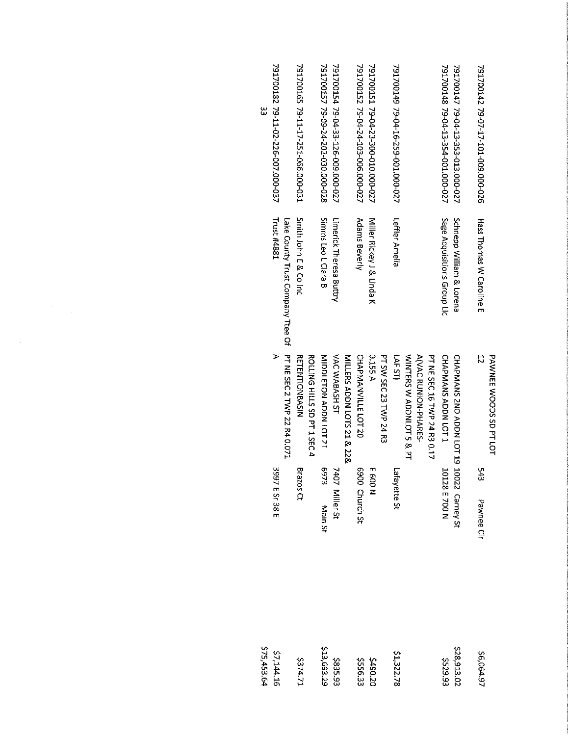| | | | | | |
|---|---|---|---|---|---|
| 791700142 | 79-07-17-101-009.000-026 | Hass Thomas W Caroline E | PAWNEE WOODS SD PT LOT 12 | 543 Pawnee Cir | $6,064.97 |
| 791700147 | 79-04-13-353-013.000-027 | Schnepp William & Lorena | CHAPMANS 2ND ADDN LOT 19 | 10022 Carney St | $28,913.02 |
| 791700148 | 79-04-13-354-001.000-027 | Sage Acquisitions Group Llc | CHAPMANS ADDN LOT 1 | 10128 E 700 N | $529.93 |
| 791700149 | 79-04-16-259-001.000-027 | Leffler Amelia | PT NE SEC 16 TWP 24 R3 0.17 A(VAC RUNION-PHARES-WINTERS W ADDNLOT 5 & PT LAF ST) | Lafayette St | $1,322.78 |
| 791700151 | 79-04-23-300-010.000-027 | Miller Rickey J & Linda K | PT SW SEC 23 TWP 24 R3 0.155 A | E 600 N | $490.20 |
| 791700152 | 79-04-24-103-006.000-027 | Adams Beverly | CHAPMANVILLE LOT 20 | 6900 Church St | $556.33 |
| 791700154 | 79-04-33-126-009.000-027 | Limerick Theresa Buttry | MILLERS ADDN LOTS 21 & 22& VAC WABASH ST | 7407 Miller St | $835.93 |
| 791700157 | 79-09-24-202-030.000-028 | Simms Leo L Clara B | MIDDLETON ADDN LOT 21 | 6973 Main St | $13,693.29 |
| 791700165 | 79-11-17-251-066.000-031 | Smith John E & Co Inc | ROLLING HILLS SD PT 1 SEC 4 RETENTIONBASIN | Brazos Ct | $374.71 |
| 791700182 | 79-11-02-226-007.000-037 | Lake County Trust Company Ttee Of Trust #4881 | PT NE SEC 2 TWP 22 R4 0.071 A | 3997 E Sr 38 E | $7,144.16 |
| 33 | | | | | $75,453.64 |